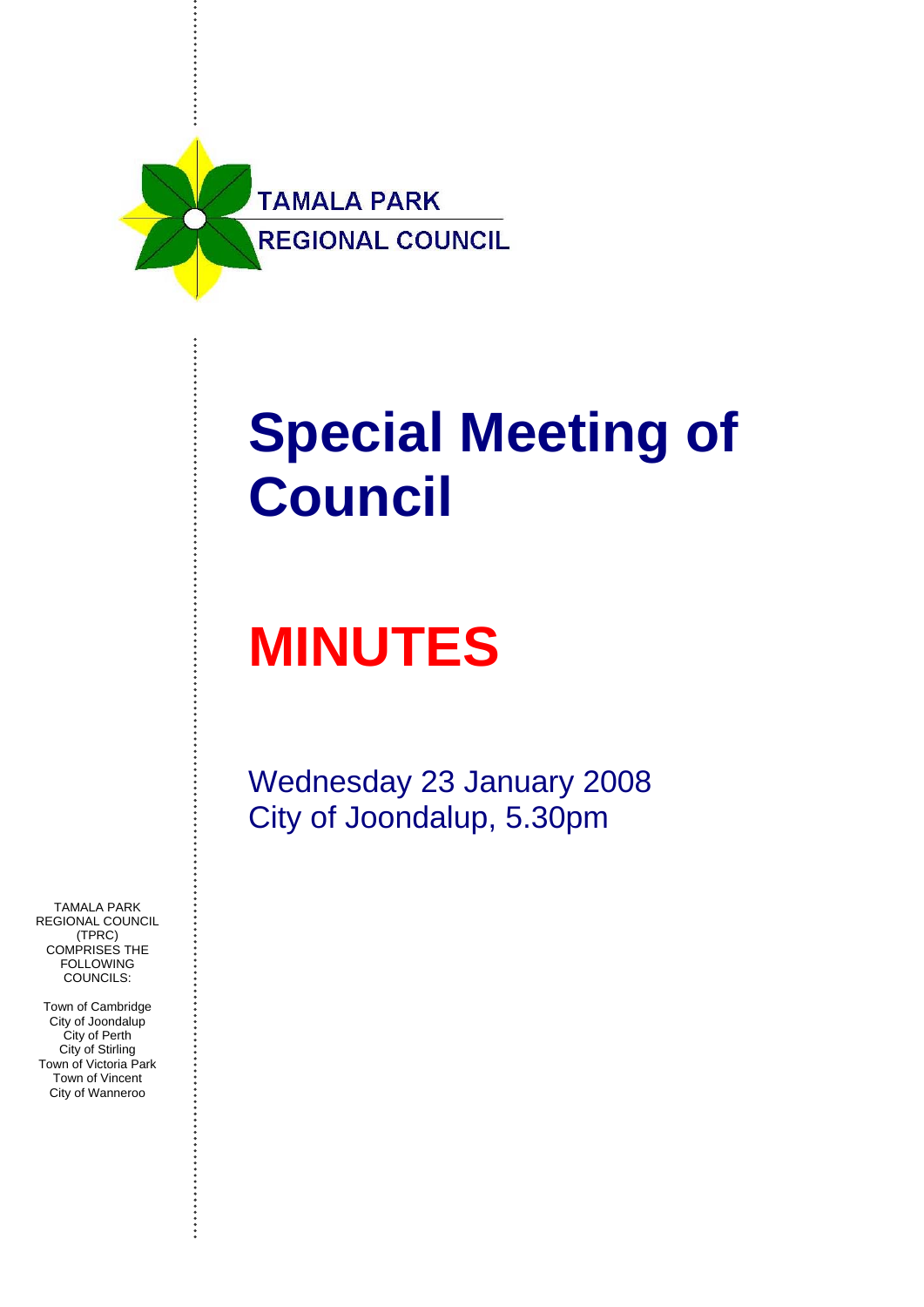TAMALA PARK
REGIONAL COUNCIL

# Special Meeting of Council

# MINUTES

Wednesday 23 January 2008
City of Joondalup, 5.30pm

TAMALA PARK REGIONAL COUNCIL (TPRC) COMPRISES THE FOLLOWING COUNCILS:

Town of Cambridge
City of Joondalup
City of Perth
City of Stirling
Town of Victoria Park
Town of Vincent
City of Wanneroo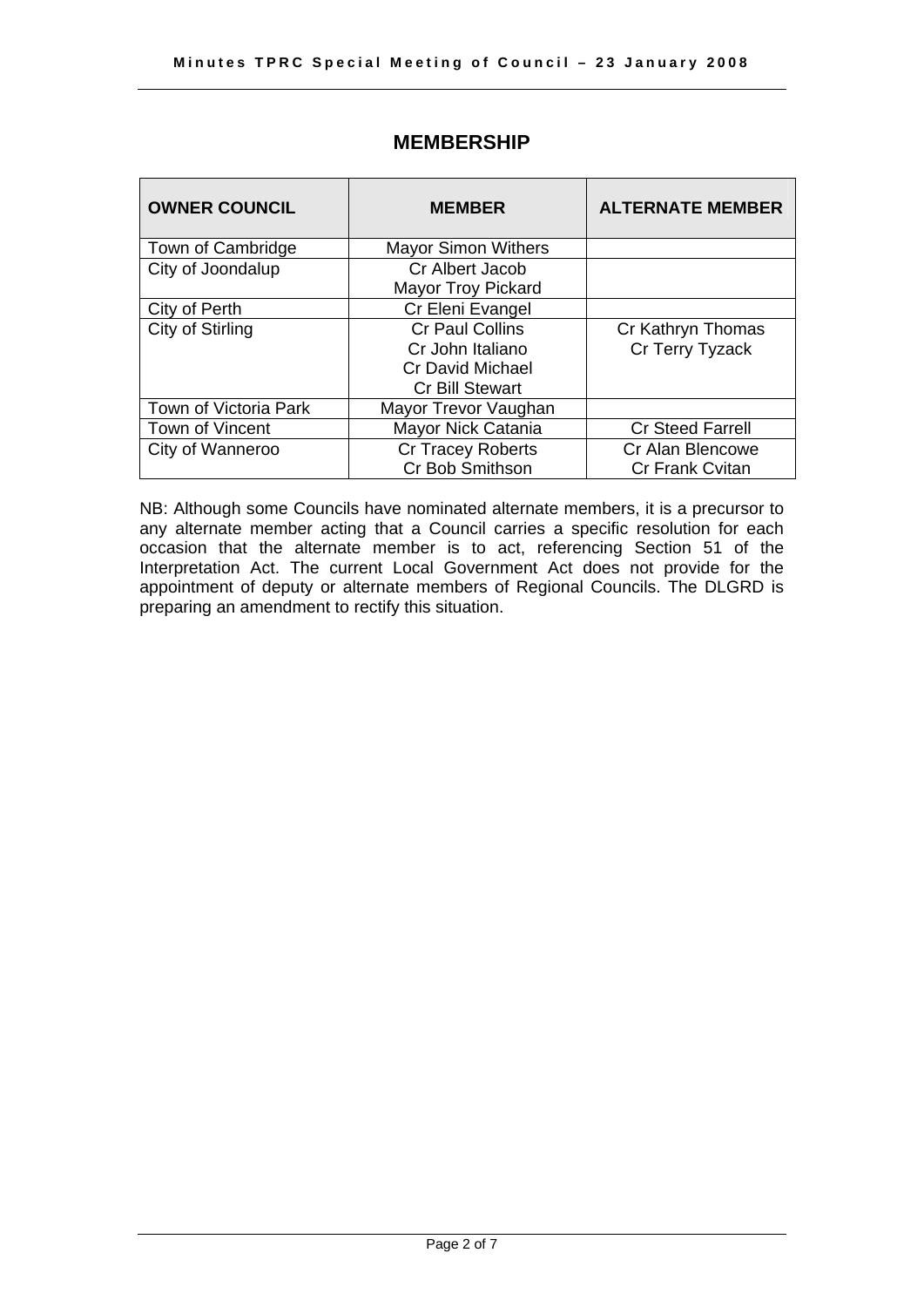## MEMBERSHIP

| OWNER COUNCIL | MEMBER | ALTERNATE MEMBER |
|---|---|---|
| Town of Cambridge | Mayor Simon Withers | |
| City of Joondalup | Cr Albert Jacob<br>Mayor Troy Pickard | |
| City of Perth | Cr Eleni Evangel | |
| City of Stirling | Cr Paul Collins<br>Cr John Italiano<br>Cr David Michael<br>Cr Bill Stewart | Cr Kathryn Thomas<br>Cr Terry Tyzack |
| Town of Victoria Park | Mayor Trevor Vaughan | |
| Town of Vincent | Mayor Nick Catania | Cr Steed Farrell |
| City of Wanneroo | Cr Tracey Roberts<br>Cr Bob Smithson | Cr Alan Blencowe<br>Cr Frank Cvitan |

NB: Although some Councils have nominated alternate members, it is a precursor to any alternate member acting that a Council carries a specific resolution for each occasion that the alternate member is to act, referencing Section 51 of the Interpretation Act. The current Local Government Act does not provide for the appointment of deputy or alternate members of Regional Councils. The DLGRD is preparing an amendment to rectify this situation.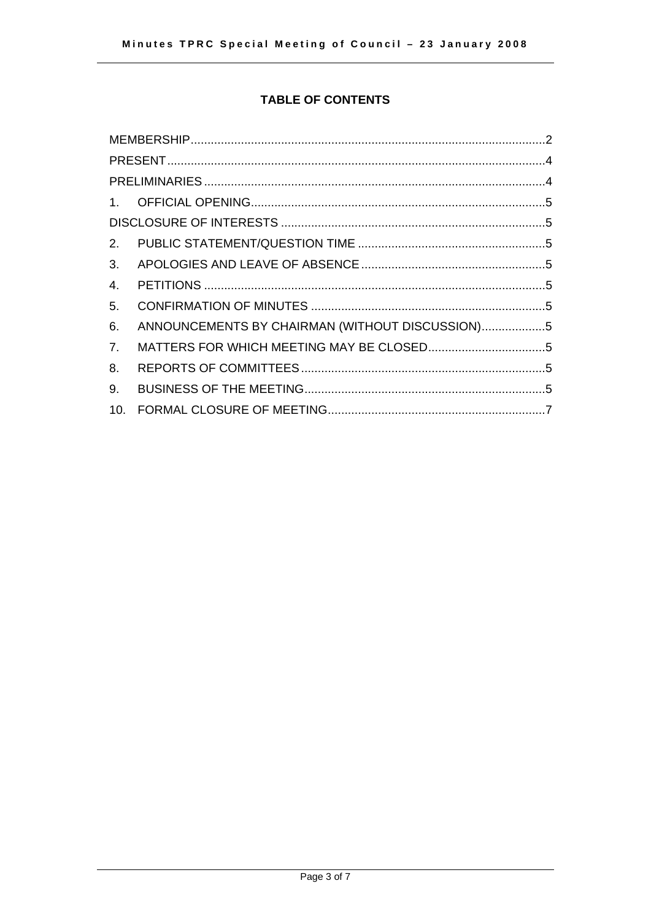## TABLE OF CONTENTS

| | | |
|---|---|---|
| MEMBERSHIP | | 2 |
| PRESENT | | 4 |
| PRELIMINARIES | | 4 |
| 1. | OFFICIAL OPENING | 5 |
| DISCLOSURE OF INTERESTS | | 5 |
| 2. | PUBLIC STATEMENT/QUESTION TIME | 5 |
| 3. | APOLOGIES AND LEAVE OF ABSENCE | 5 |
| 4. | PETITIONS | 5 |
| 5. | CONFIRMATION OF MINUTES | 5 |
| 6. | ANNOUNCEMENTS BY CHAIRMAN (WITHOUT DISCUSSION) | 5 |
| 7. | MATTERS FOR WHICH MEETING MAY BE CLOSED | 5 |
| 8. | REPORTS OF COMMITTEES | 5 |
| 9. | BUSINESS OF THE MEETING | 5 |
| 10. | FORMAL CLOSURE OF MEETING | 7 |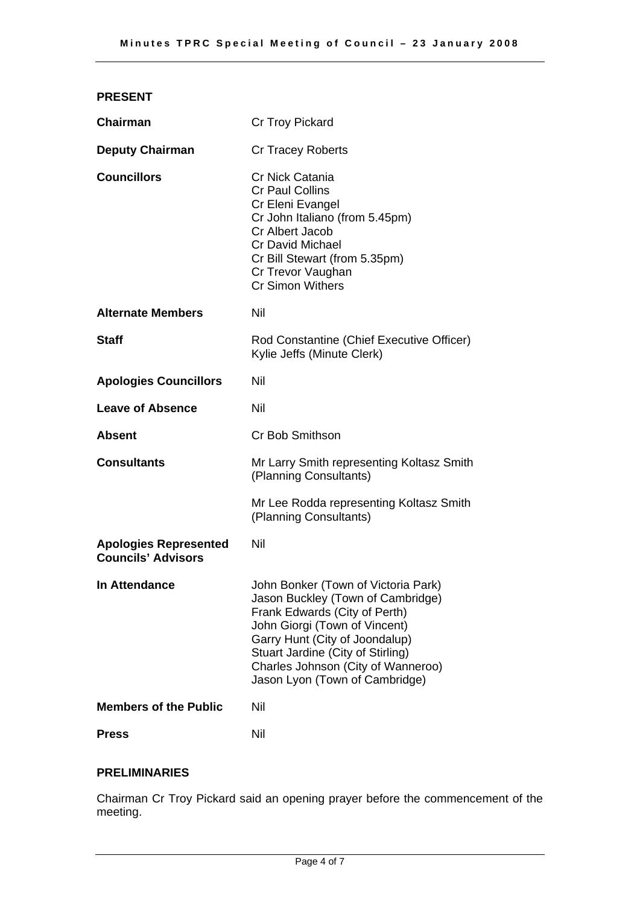## PRESENT

| | |
|---|---|
| **Chairman** | Cr Troy Pickard |
| **Deputy Chairman** | Cr Tracey Roberts |
| **Councillors** | Cr Nick Catania<br>Cr Paul Collins<br>Cr Eleni Evangel<br>Cr John Italiano (from 5.45pm)<br>Cr Albert Jacob<br>Cr David Michael<br>Cr Bill Stewart (from 5.35pm)<br>Cr Trevor Vaughan<br>Cr Simon Withers |
| **Alternate Members** | Nil |
| **Staff** | Rod Constantine (Chief Executive Officer)<br>Kylie Jeffs (Minute Clerk) |
| **Apologies Councillors** | Nil |
| **Leave of Absence** | Nil |
| **Absent** | Cr Bob Smithson |
| **Consultants** | Mr Larry Smith representing Koltasz Smith (Planning Consultants)<br><br>Mr Lee Rodda representing Koltasz Smith (Planning Consultants) |
| **Apologies Represented Councils' Advisors** | Nil |
| **In Attendance** | John Bonker (Town of Victoria Park)<br>Jason Buckley (Town of Cambridge)<br>Frank Edwards (City of Perth)<br>John Giorgi (Town of Vincent)<br>Garry Hunt (City of Joondalup)<br>Stuart Jardine (City of Stirling)<br>Charles Johnson (City of Wanneroo)<br>Jason Lyon (Town of Cambridge) |
| **Members of the Public** | Nil |
| **Press** | Nil |

## PRELIMINARIES

Chairman Cr Troy Pickard said an opening prayer before the commencement of the meeting.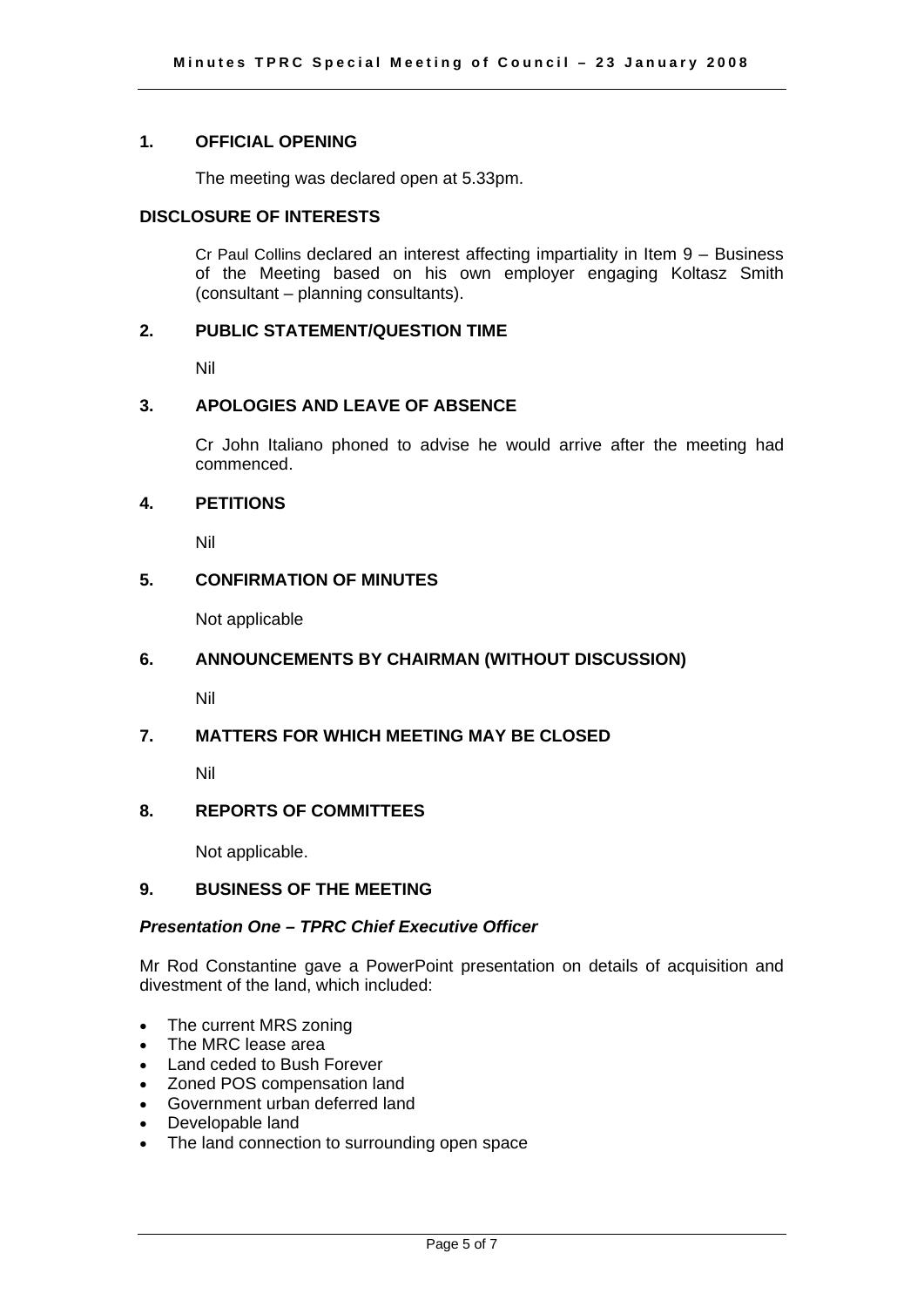## 1. OFFICIAL OPENING

The meeting was declared open at 5.33pm.

## DISCLOSURE OF INTERESTS

Cr Paul Collins declared an interest affecting impartiality in Item 9 – Business of the Meeting based on his own employer engaging Koltasz Smith (consultant – planning consultants).

## 2. PUBLIC STATEMENT/QUESTION TIME

Nil

## 3. APOLOGIES AND LEAVE OF ABSENCE

Cr John Italiano phoned to advise he would arrive after the meeting had commenced.

## 4. PETITIONS

Nil

## 5. CONFIRMATION OF MINUTES

Not applicable

## 6. ANNOUNCEMENTS BY CHAIRMAN (WITHOUT DISCUSSION)

Nil

## 7. MATTERS FOR WHICH MEETING MAY BE CLOSED

Nil

## 8. REPORTS OF COMMITTEES

Not applicable.

## 9. BUSINESS OF THE MEETING

### *Presentation One – TPRC Chief Executive Officer*

Mr Rod Constantine gave a PowerPoint presentation on details of acquisition and divestment of the land, which included:

- The current MRS zoning
- The MRC lease area
- Land ceded to Bush Forever
- Zoned POS compensation land
- Government urban deferred land
- Developable land
- The land connection to surrounding open space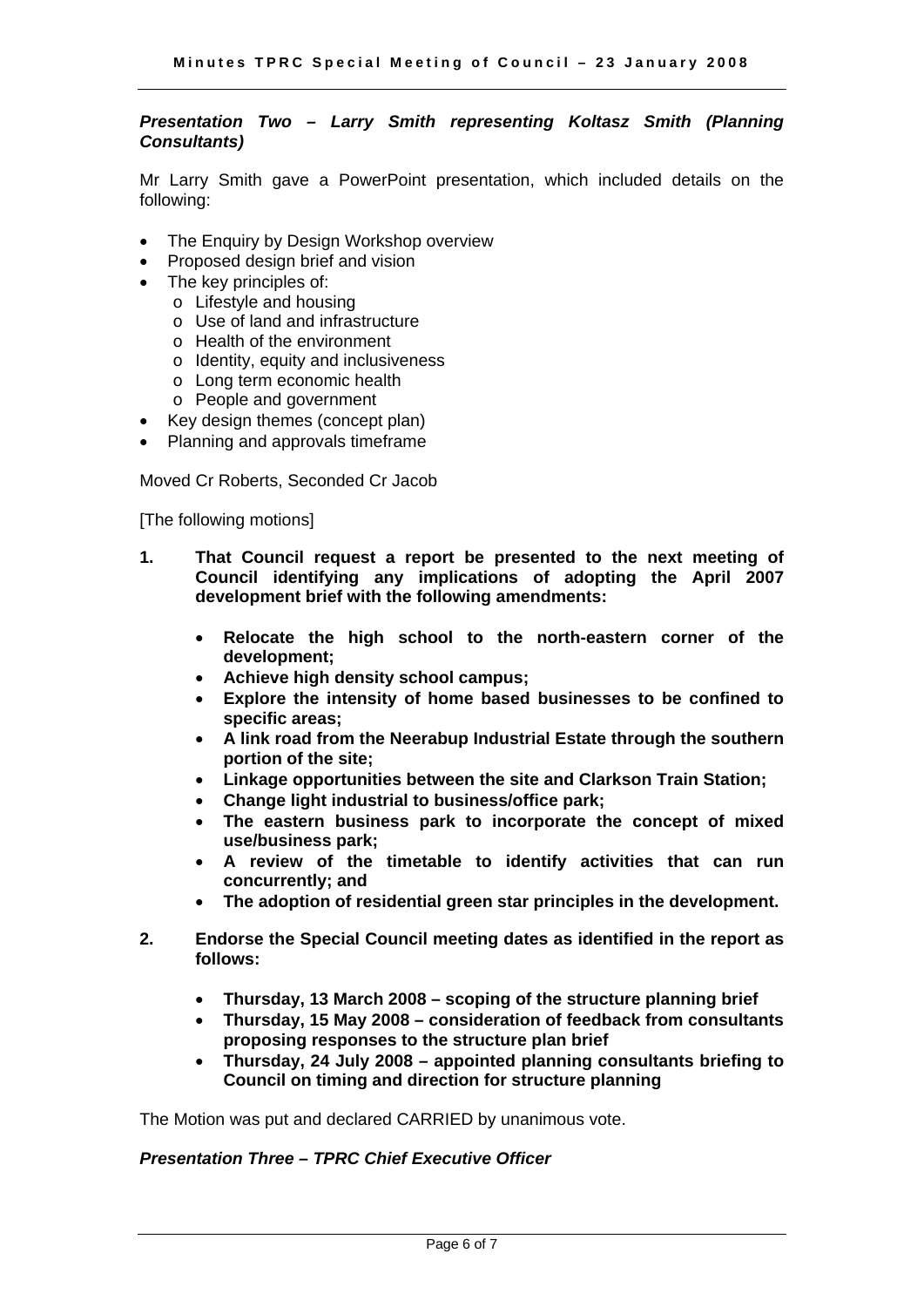***Presentation Two – Larry Smith representing Koltasz Smith (Planning Consultants)***

Mr Larry Smith gave a PowerPoint presentation, which included details on the following:

- The Enquiry by Design Workshop overview
- Proposed design brief and vision
- The key principles of:
  - Lifestyle and housing
  - Use of land and infrastructure
  - Health of the environment
  - Identity, equity and inclusiveness
  - Long term economic health
  - People and government
- Key design themes (concept plan)
- Planning and approvals timeframe

Moved Cr Roberts, Seconded Cr Jacob

[The following motions]

**1. That Council request a report be presented to the next meeting of Council identifying any implications of adopting the April 2007 development brief with the following amendments:**

- **Relocate the high school to the north-eastern corner of the development;**
- **Achieve high density school campus;**
- **Explore the intensity of home based businesses to be confined to specific areas;**
- **A link road from the Neerabup Industrial Estate through the southern portion of the site;**
- **Linkage opportunities between the site and Clarkson Train Station;**
- **Change light industrial to business/office park;**
- **The eastern business park to incorporate the concept of mixed use/business park;**
- **A review of the timetable to identify activities that can run concurrently; and**
- **The adoption of residential green star principles in the development.**

**2. Endorse the Special Council meeting dates as identified in the report as follows:**

- **Thursday, 13 March 2008 – scoping of the structure planning brief**
- **Thursday, 15 May 2008 – consideration of feedback from consultants proposing responses to the structure plan brief**
- **Thursday, 24 July 2008 – appointed planning consultants briefing to Council on timing and direction for structure planning**

The Motion was put and declared CARRIED by unanimous vote.

***Presentation Three – TPRC Chief Executive Officer***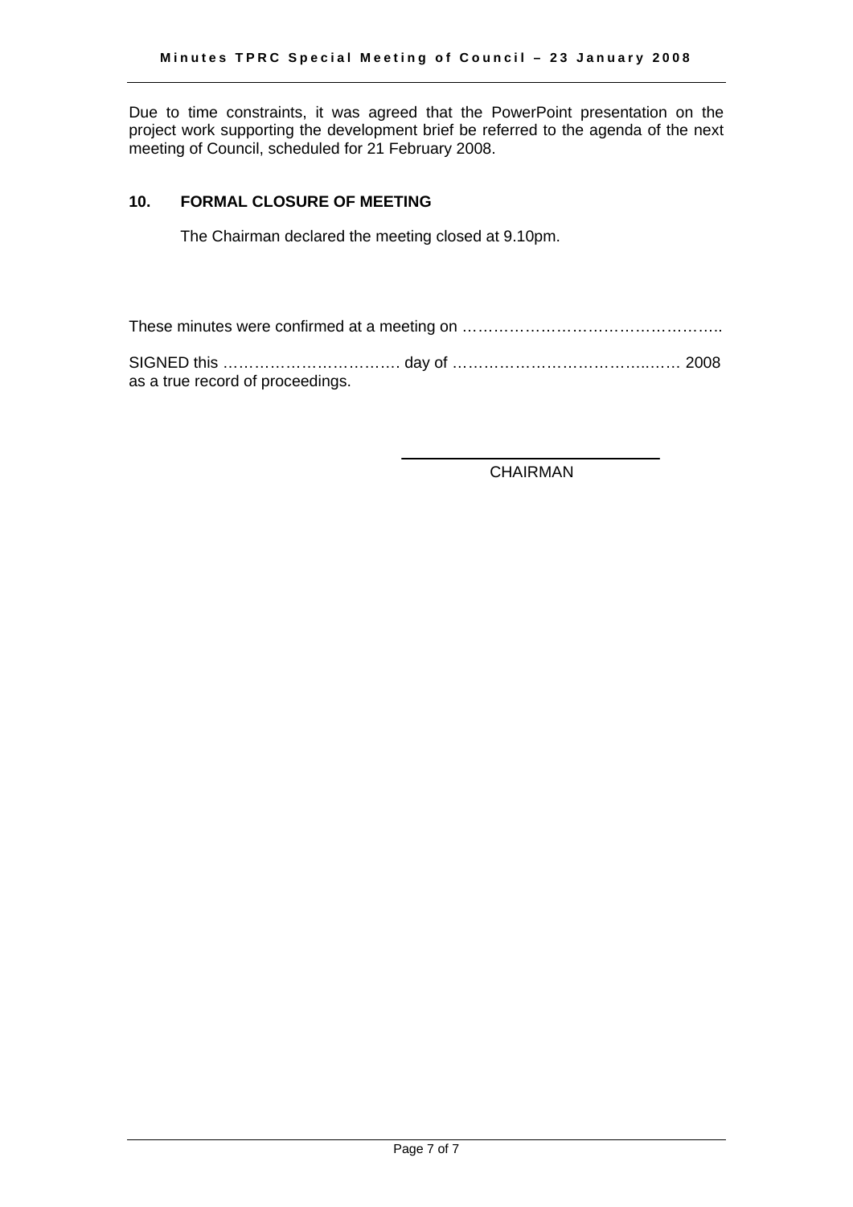Due to time constraints, it was agreed that the PowerPoint presentation on the project work supporting the development brief be referred to the agenda of the next meeting of Council, scheduled for 21 February 2008.

## 10. FORMAL CLOSURE OF MEETING

The Chairman declared the meeting closed at 9.10pm.

These minutes were confirmed at a meeting on …………………………………………..

SIGNED this ……………………………. day of …………………………………..…… 2008 as a true record of proceedings.

CHAIRMAN